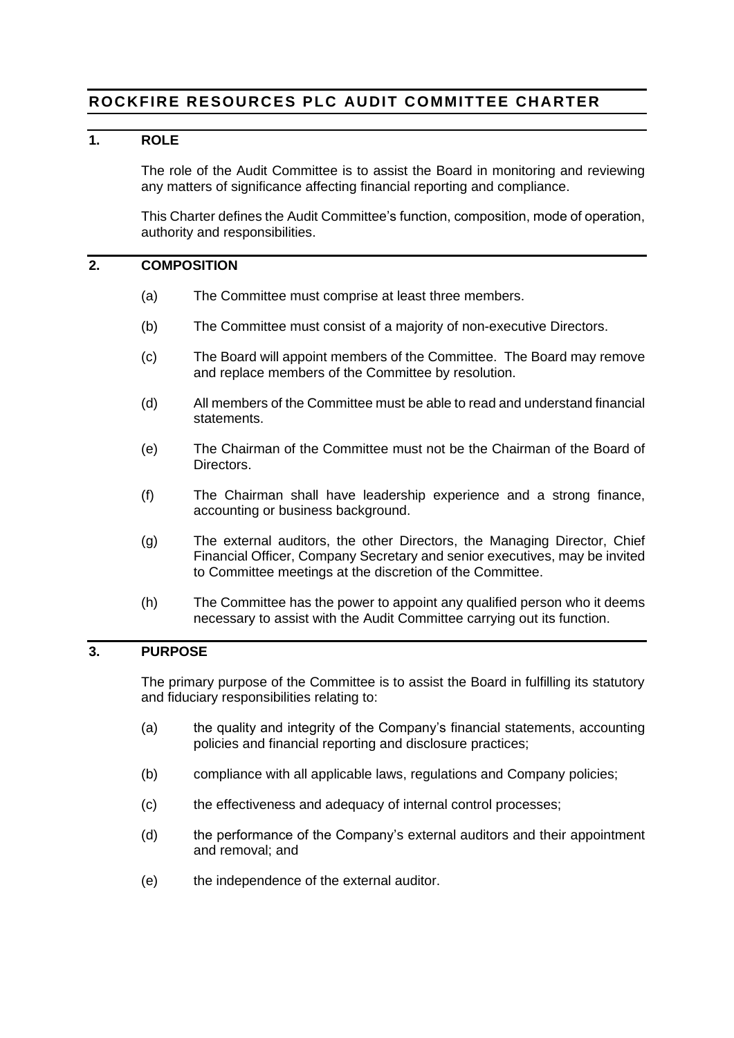# ROCKFIRE RESOURCES PLC AUDIT COMMITTEE CHARTER

## 1. ROLE

The role of the Audit Committee is to assist the Board in monitoring and reviewing any matters of significance affecting financial reporting and compliance.

This Charter defines the Audit Committee's function, composition, mode of operation, authority and responsibilities.

## 2. COMPOSITION

(a) The Committee must comprise at least three members.

(b) The Committee must consist of a majority of non-executive Directors.

(c) The Board will appoint members of the Committee. The Board may remove and replace members of the Committee by resolution.

(d) All members of the Committee must be able to read and understand financial statements.

(e) The Chairman of the Committee must not be the Chairman of the Board of Directors.

(f) The Chairman shall have leadership experience and a strong finance, accounting or business background.

(g) The external auditors, the other Directors, the Managing Director, Chief Financial Officer, Company Secretary and senior executives, may be invited to Committee meetings at the discretion of the Committee.

(h) The Committee has the power to appoint any qualified person who it deems necessary to assist with the Audit Committee carrying out its function.

## 3. PURPOSE

The primary purpose of the Committee is to assist the Board in fulfilling its statutory and fiduciary responsibilities relating to:

(a) the quality and integrity of the Company's financial statements, accounting policies and financial reporting and disclosure practices;

(b) compliance with all applicable laws, regulations and Company policies;

(c) the effectiveness and adequacy of internal control processes;

(d) the performance of the Company's external auditors and their appointment and removal; and

(e) the independence of the external auditor.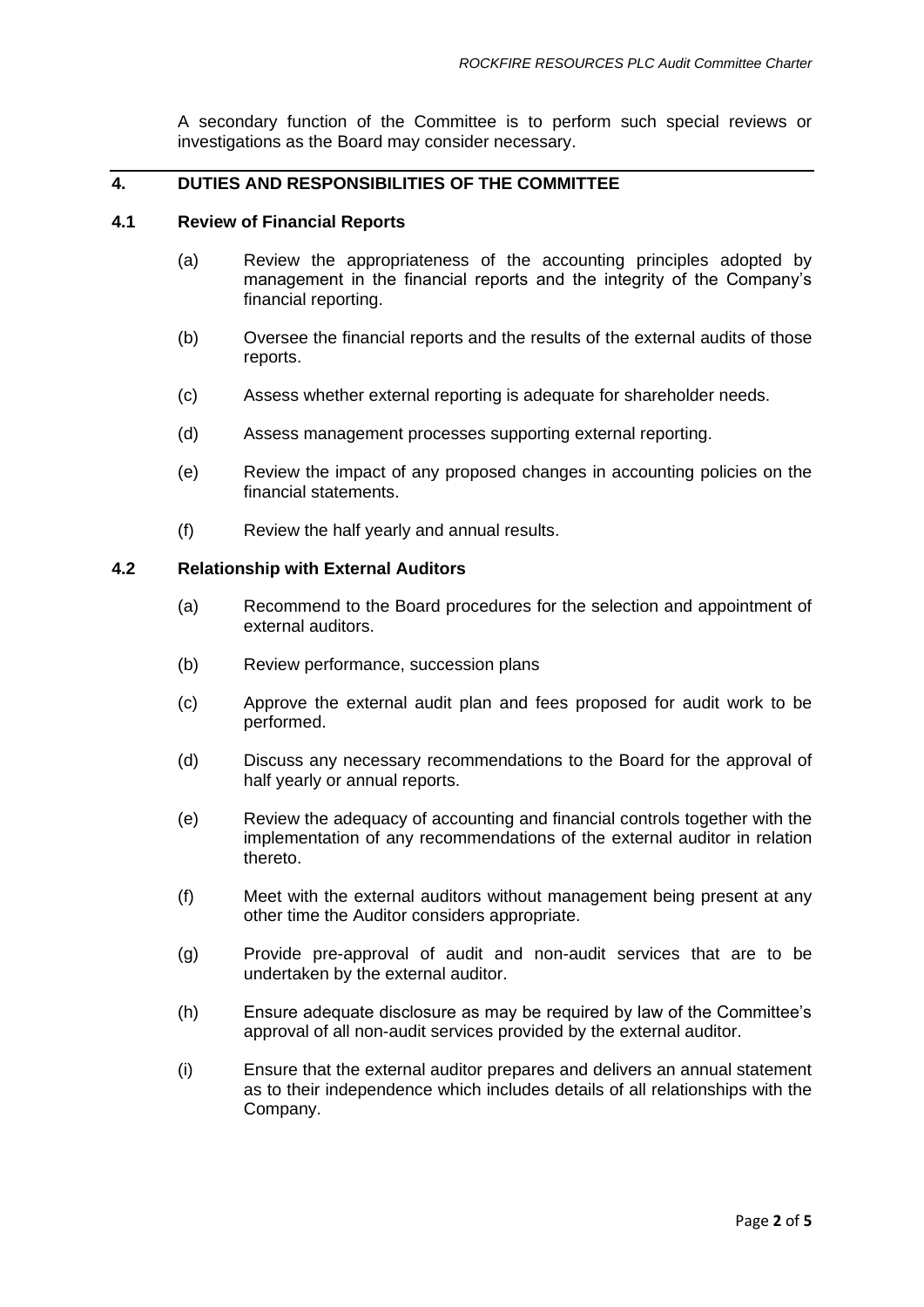A secondary function of the Committee is to perform such special reviews or investigations as the Board may consider necessary.

## 4. DUTIES AND RESPONSIBILITIES OF THE COMMITTEE

### 4.1 Review of Financial Reports

(a) Review the appropriateness of the accounting principles adopted by management in the financial reports and the integrity of the Company's financial reporting.

(b) Oversee the financial reports and the results of the external audits of those reports.

(c) Assess whether external reporting is adequate for shareholder needs.

(d) Assess management processes supporting external reporting.

(e) Review the impact of any proposed changes in accounting policies on the financial statements.

(f) Review the half yearly and annual results.

### 4.2 Relationship with External Auditors

(a) Recommend to the Board procedures for the selection and appointment of external auditors.

(b) Review performance, succession plans

(c) Approve the external audit plan and fees proposed for audit work to be performed.

(d) Discuss any necessary recommendations to the Board for the approval of half yearly or annual reports.

(e) Review the adequacy of accounting and financial controls together with the implementation of any recommendations of the external auditor in relation thereto.

(f) Meet with the external auditors without management being present at any other time the Auditor considers appropriate.

(g) Provide pre-approval of audit and non-audit services that are to be undertaken by the external auditor.

(h) Ensure adequate disclosure as may be required by law of the Committee's approval of all non-audit services provided by the external auditor.

(i) Ensure that the external auditor prepares and delivers an annual statement as to their independence which includes details of all relationships with the Company.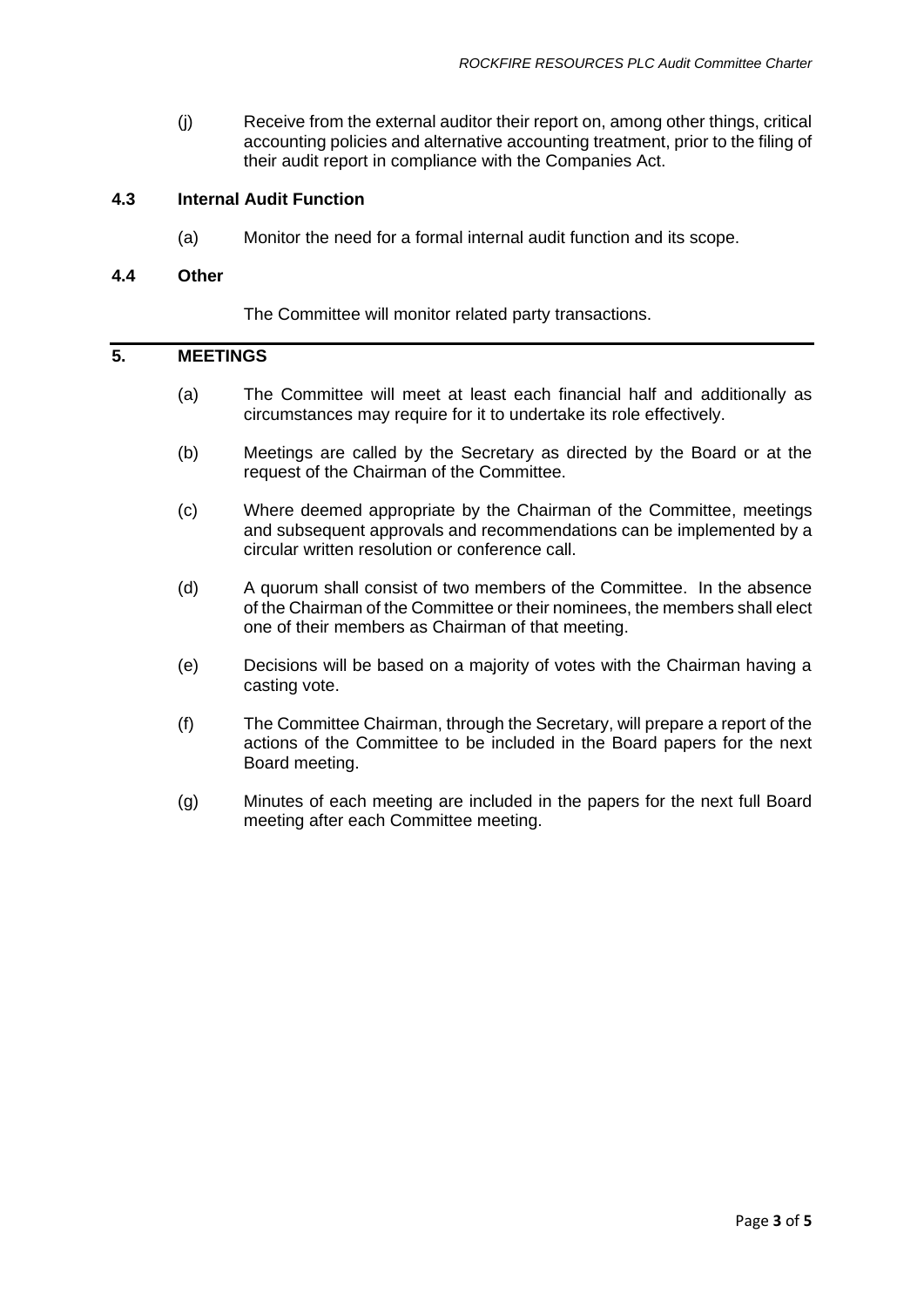(j) Receive from the external auditor their report on, among other things, critical accounting policies and alternative accounting treatment, prior to the filing of their audit report in compliance with the Companies Act.

### 4.3 Internal Audit Function

(a) Monitor the need for a formal internal audit function and its scope.

### 4.4 Other

The Committee will monitor related party transactions.

## 5. MEETINGS

(a) The Committee will meet at least each financial half and additionally as circumstances may require for it to undertake its role effectively.

(b) Meetings are called by the Secretary as directed by the Board or at the request of the Chairman of the Committee.

(c) Where deemed appropriate by the Chairman of the Committee, meetings and subsequent approvals and recommendations can be implemented by a circular written resolution or conference call.

(d) A quorum shall consist of two members of the Committee. In the absence of the Chairman of the Committee or their nominees, the members shall elect one of their members as Chairman of that meeting.

(e) Decisions will be based on a majority of votes with the Chairman having a casting vote.

(f) The Committee Chairman, through the Secretary, will prepare a report of the actions of the Committee to be included in the Board papers for the next Board meeting.

(g) Minutes of each meeting are included in the papers for the next full Board meeting after each Committee meeting.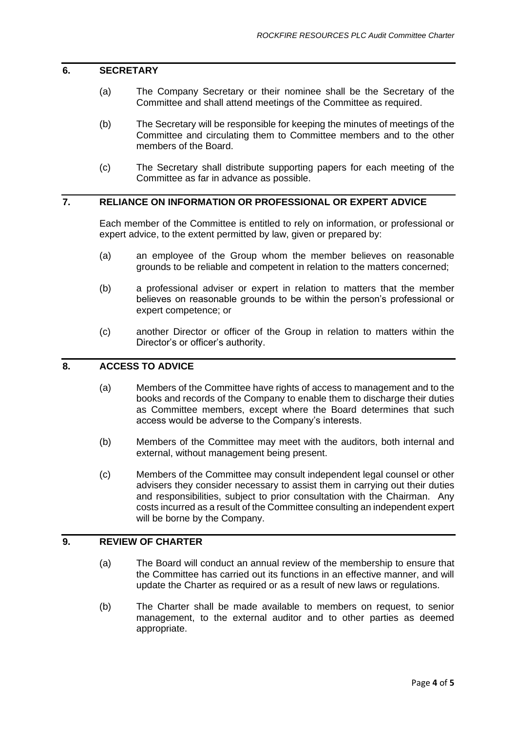## 6. SECRETARY

(a) The Company Secretary or their nominee shall be the Secretary of the Committee and shall attend meetings of the Committee as required.

(b) The Secretary will be responsible for keeping the minutes of meetings of the Committee and circulating them to Committee members and to the other members of the Board.

(c) The Secretary shall distribute supporting papers for each meeting of the Committee as far in advance as possible.

## 7. RELIANCE ON INFORMATION OR PROFESSIONAL OR EXPERT ADVICE

Each member of the Committee is entitled to rely on information, or professional or expert advice, to the extent permitted by law, given or prepared by:

(a) an employee of the Group whom the member believes on reasonable grounds to be reliable and competent in relation to the matters concerned;

(b) a professional adviser or expert in relation to matters that the member believes on reasonable grounds to be within the person's professional or expert competence; or

(c) another Director or officer of the Group in relation to matters within the Director's or officer's authority.

## 8. ACCESS TO ADVICE

(a) Members of the Committee have rights of access to management and to the books and records of the Company to enable them to discharge their duties as Committee members, except where the Board determines that such access would be adverse to the Company's interests.

(b) Members of the Committee may meet with the auditors, both internal and external, without management being present.

(c) Members of the Committee may consult independent legal counsel or other advisers they consider necessary to assist them in carrying out their duties and responsibilities, subject to prior consultation with the Chairman. Any costs incurred as a result of the Committee consulting an independent expert will be borne by the Company.

## 9. REVIEW OF CHARTER

(a) The Board will conduct an annual review of the membership to ensure that the Committee has carried out its functions in an effective manner, and will update the Charter as required or as a result of new laws or regulations.

(b) The Charter shall be made available to members on request, to senior management, to the external auditor and to other parties as deemed appropriate.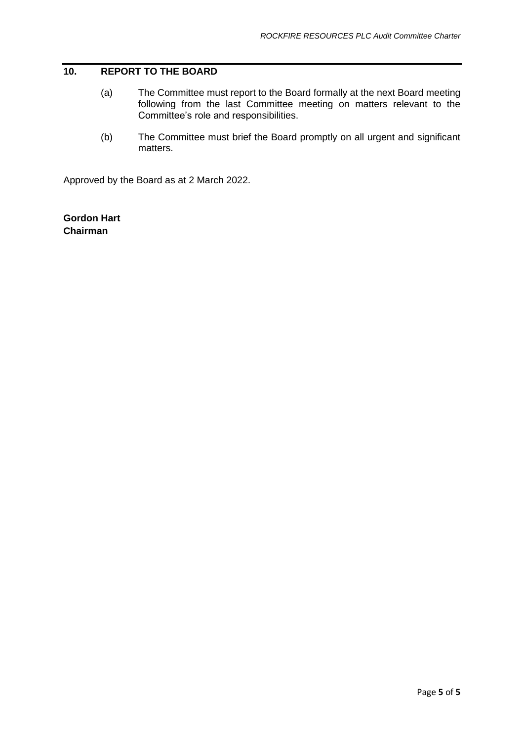## 10. REPORT TO THE BOARD

(a) The Committee must report to the Board formally at the next Board meeting following from the last Committee meeting on matters relevant to the Committee's role and responsibilities.

(b) The Committee must brief the Board promptly on all urgent and significant matters.

Approved by the Board as at 2 March 2022.

**Gordon Hart**
**Chairman**